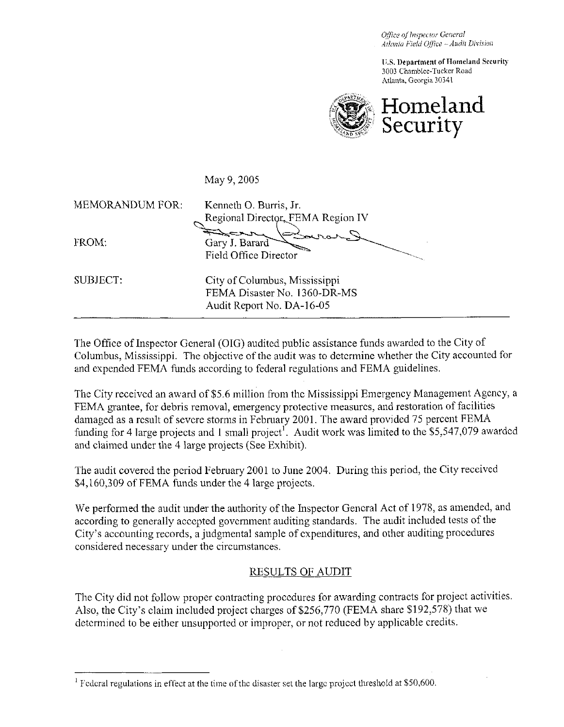*Office of Inspector General*
*Atlanta Field Office – Audit Division*

**U.S. Department of Homeland Security**
3003 Chamblee-Tucker Road
Atlanta, Georgia 30341

**Homeland Security**

May 9, 2005

| | |
|---|---|
| MEMORANDUM FOR: | Kenneth O. Burris, Jr.<br>Regional Director, FEMA Region IV |
| FROM: | Gary J. Barard<br>Field Office Director |
| SUBJECT: | City of Columbus, Mississippi<br>FEMA Disaster No. 1360-DR-MS<br>Audit Report No. DA-16-05 |

The Office of Inspector General (OIG) audited public assistance funds awarded to the City of Columbus, Mississippi. The objective of the audit was to determine whether the City accounted for and expended FEMA funds according to federal regulations and FEMA guidelines.

The City received an award of $5.6 million from the Mississippi Emergency Management Agency, a FEMA grantee, for debris removal, emergency protective measures, and restoration of facilities damaged as a result of severe storms in February 2001. The award provided 75 percent FEMA funding for 4 large projects and 1 small project[1]. Audit work was limited to the $5,547,079 awarded and claimed under the 4 large projects (See Exhibit).

The audit covered the period February 2001 to June 2004. During this period, the City received $4,160,309 of FEMA funds under the 4 large projects.

We performed the audit under the authority of the Inspector General Act of 1978, as amended, and according to generally accepted government auditing standards. The audit included tests of the City's accounting records, a judgmental sample of expenditures, and other auditing procedures considered necessary under the circumstances.

## RESULTS OF AUDIT

The City did not follow proper contracting procedures for awarding contracts for project activities. Also, the City's claim included project charges of $256,770 (FEMA share $192,578) that we determined to be either unsupported or improper, or not reduced by applicable credits.

---

[1] Federal regulations in effect at the time of the disaster set the large project threshold at $50,600.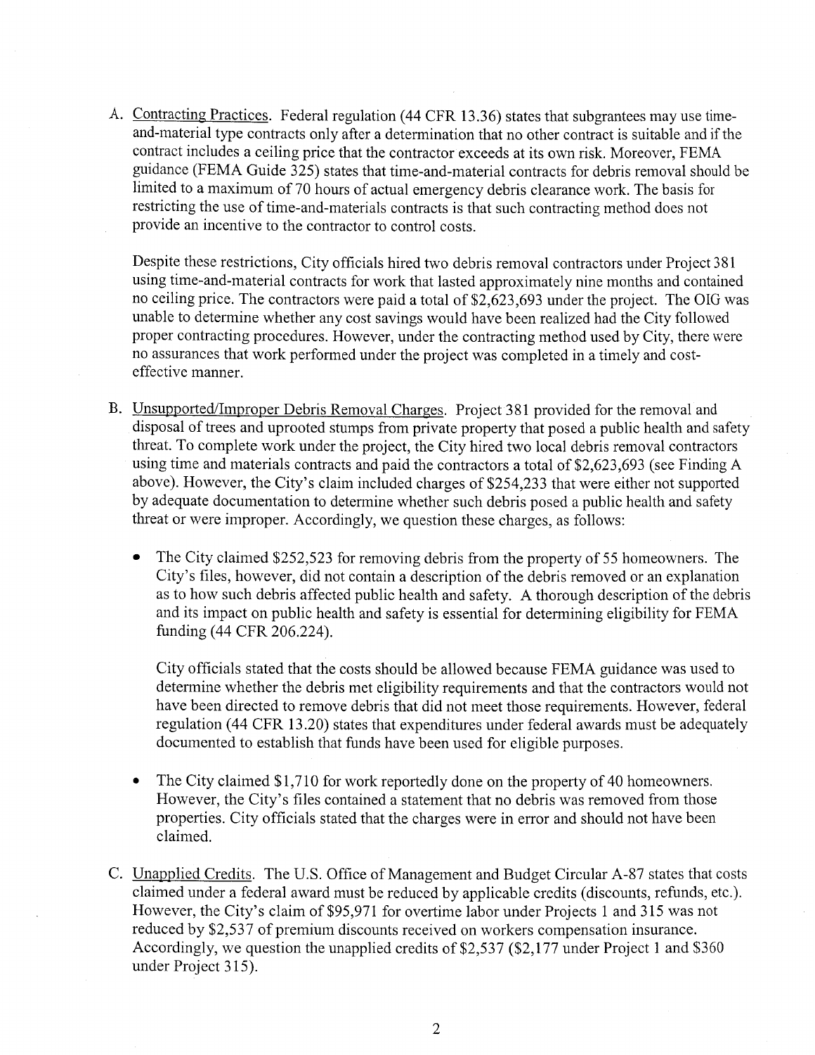A. Contracting Practices. Federal regulation (44 CFR 13.36) states that subgrantees may use time-and-material type contracts only after a determination that no other contract is suitable and if the contract includes a ceiling price that the contractor exceeds at its own risk. Moreover, FEMA guidance (FEMA Guide 325) states that time-and-material contracts for debris removal should be limited to a maximum of 70 hours of actual emergency debris clearance work. The basis for restricting the use of time-and-materials contracts is that such contracting method does not provide an incentive to the contractor to control costs.

   Despite these restrictions, City officials hired two debris removal contractors under Project 381 using time-and-material contracts for work that lasted approximately nine months and contained no ceiling price. The contractors were paid a total of $2,623,693 under the project. The OIG was unable to determine whether any cost savings would have been realized had the City followed proper contracting procedures. However, under the contracting method used by City, there were no assurances that work performed under the project was completed in a timely and cost-effective manner.

B. Unsupported/Improper Debris Removal Charges. Project 381 provided for the removal and disposal of trees and uprooted stumps from private property that posed a public health and safety threat. To complete work under the project, the City hired two local debris removal contractors using time and materials contracts and paid the contractors a total of $2,623,693 (see Finding A above). However, the City's claim included charges of $254,233 that were either not supported by adequate documentation to determine whether such debris posed a public health and safety threat or were improper. Accordingly, we question these charges, as follows:

   - The City claimed $252,523 for removing debris from the property of 55 homeowners. The City's files, however, did not contain a description of the debris removed or an explanation as to how such debris affected public health and safety. A thorough description of the debris and its impact on public health and safety is essential for determining eligibility for FEMA funding (44 CFR 206.224).

     City officials stated that the costs should be allowed because FEMA guidance was used to determine whether the debris met eligibility requirements and that the contractors would not have been directed to remove debris that did not meet those requirements. However, federal regulation (44 CFR 13.20) states that expenditures under federal awards must be adequately documented to establish that funds have been used for eligible purposes.

   - The City claimed $1,710 for work reportedly done on the property of 40 homeowners. However, the City's files contained a statement that no debris was removed from those properties. City officials stated that the charges were in error and should not have been claimed.

C. Unapplied Credits. The U.S. Office of Management and Budget Circular A-87 states that costs claimed under a federal award must be reduced by applicable credits (discounts, refunds, etc.). However, the City's claim of $95,971 for overtime labor under Projects 1 and 315 was not reduced by $2,537 of premium discounts received on workers compensation insurance. Accordingly, we question the unapplied credits of $2,537 ($2,177 under Project 1 and $360 under Project 315).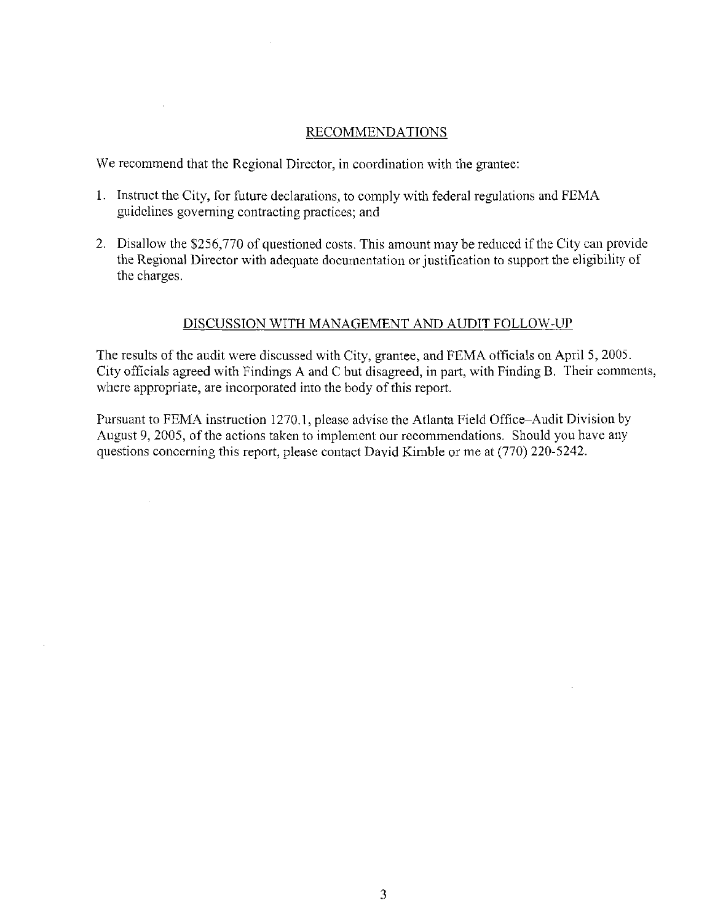## RECOMMENDATIONS

We recommend that the Regional Director, in coordination with the grantee:

1. Instruct the City, for future declarations, to comply with federal regulations and FEMA guidelines governing contracting practices; and

2. Disallow the $256,770 of questioned costs. This amount may be reduced if the City can provide the Regional Director with adequate documentation or justification to support the eligibility of the charges.

## DISCUSSION WITH MANAGEMENT AND AUDIT FOLLOW-UP

The results of the audit were discussed with City, grantee, and FEMA officials on April 5, 2005. City officials agreed with Findings A and C but disagreed, in part, with Finding B. Their comments, where appropriate, are incorporated into the body of this report.

Pursuant to FEMA instruction 1270.1, please advise the Atlanta Field Office–Audit Division by August 9, 2005, of the actions taken to implement our recommendations. Should you have any questions concerning this report, please contact David Kimble or me at (770) 220-5242.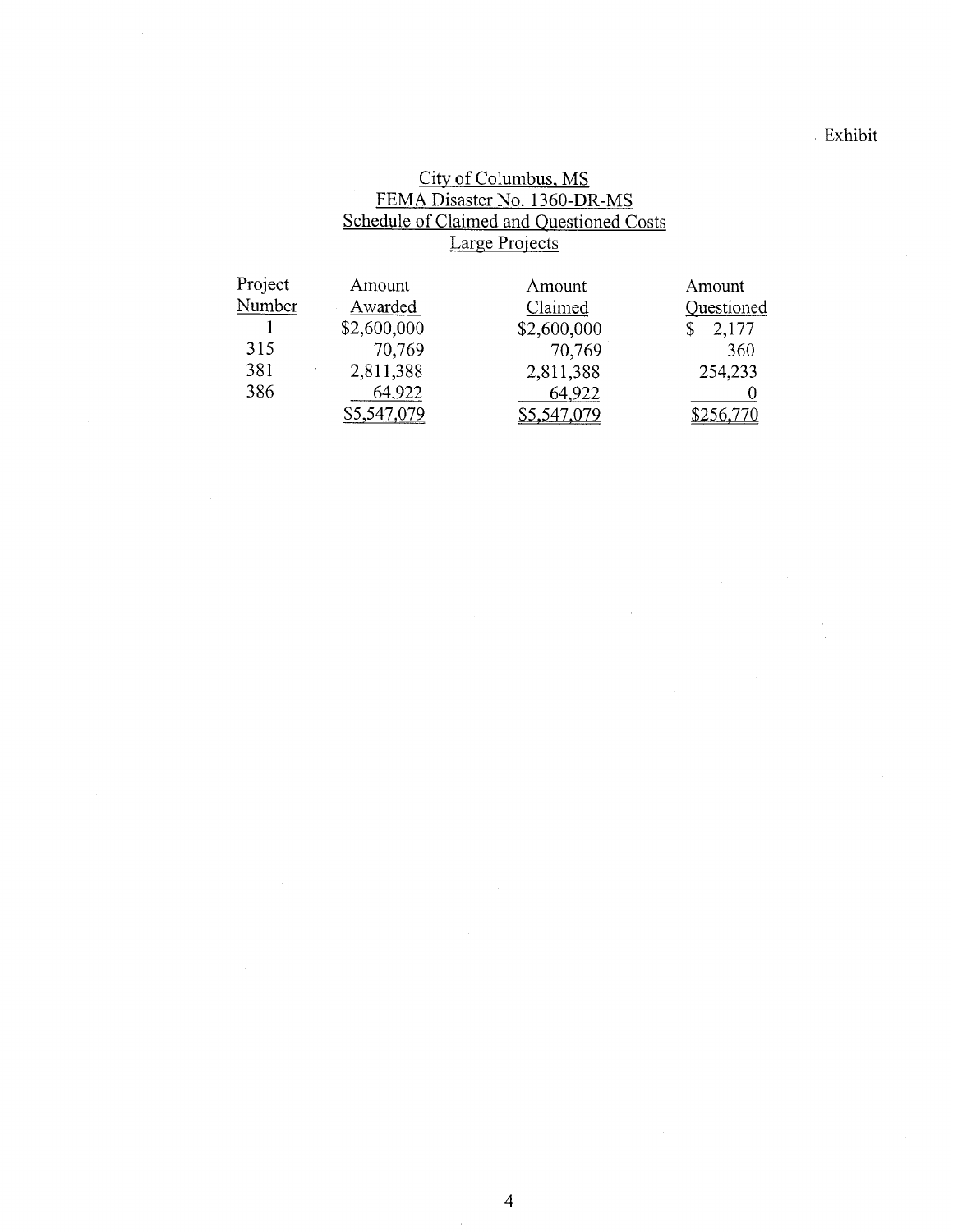Exhibit

City of Columbus, MS
FEMA Disaster No. 1360-DR-MS
Schedule of Claimed and Questioned Costs
Large Projects

| Project Number | Amount Awarded | Amount Claimed | Amount Questioned |
|---|---|---|---|
| 1 | $2,600,000 | $2,600,000 | $ 2,177 |
| 315 | 70,769 | 70,769 | 360 |
| 381 | 2,811,388 | 2,811,388 | 254,233 |
| 386 | 64,922 | 64,922 | 0 |
| | $5,547,079 | $5,547,079 | $256,770 |